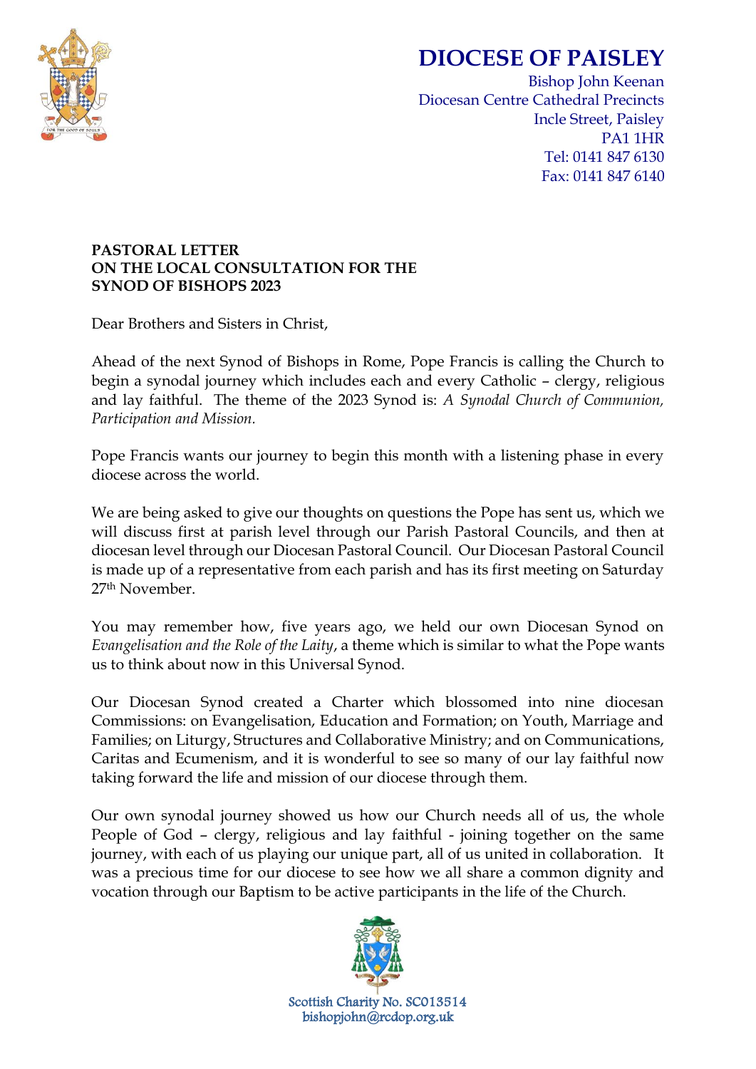# DIOCESE OF PAISLEY

Bishop John Keenan
Diocesan Centre Cathedral Precincts
Incle Street, Paisley
PA1 1HR
Tel: 0141 847 6130
Fax: 0141 847 6140

**PASTORAL LETTER**
**ON THE LOCAL CONSULTATION FOR THE**
**SYNOD OF BISHOPS 2023**

Dear Brothers and Sisters in Christ,

Ahead of the next Synod of Bishops in Rome, Pope Francis is calling the Church to begin a synodal journey which includes each and every Catholic – clergy, religious and lay faithful. The theme of the 2023 Synod is: *A Synodal Church of Communion, Participation and Mission.*

Pope Francis wants our journey to begin this month with a listening phase in every diocese across the world.

We are being asked to give our thoughts on questions the Pope has sent us, which we will discuss first at parish level through our Parish Pastoral Councils, and then at diocesan level through our Diocesan Pastoral Council. Our Diocesan Pastoral Council is made up of a representative from each parish and has its first meeting on Saturday 27th November.

You may remember how, five years ago, we held our own Diocesan Synod on *Evangelisation and the Role of the Laity*, a theme which is similar to what the Pope wants us to think about now in this Universal Synod.

Our Diocesan Synod created a Charter which blossomed into nine diocesan Commissions: on Evangelisation, Education and Formation; on Youth, Marriage and Families; on Liturgy, Structures and Collaborative Ministry; and on Communications, Caritas and Ecumenism, and it is wonderful to see so many of our lay faithful now taking forward the life and mission of our diocese through them.

Our own synodal journey showed us how our Church needs all of us, the whole People of God – clergy, religious and lay faithful - joining together on the same journey, with each of us playing our unique part, all of us united in collaboration. It was a precious time for our diocese to see how we all share a common dignity and vocation through our Baptism to be active participants in the life of the Church.

Scottish Charity No. SC013514
bishopjohn@rcdop.org.uk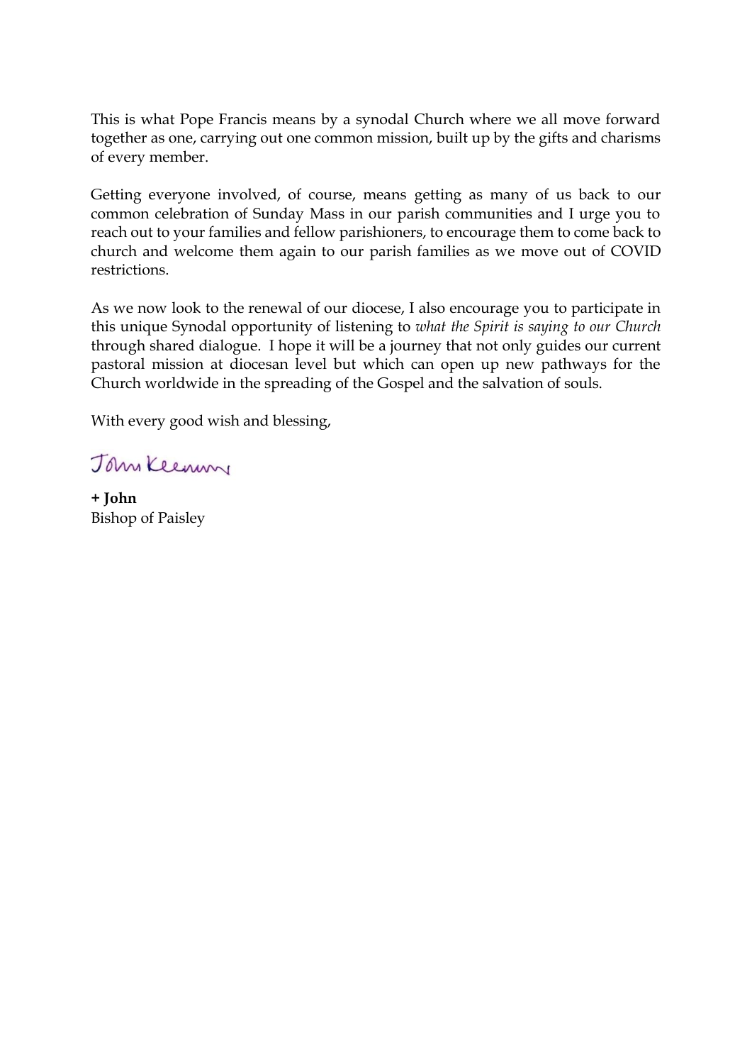This is what Pope Francis means by a synodal Church where we all move forward together as one, carrying out one common mission, built up by the gifts and charisms of every member.

Getting everyone involved, of course, means getting as many of us back to our common celebration of Sunday Mass in our parish communities and I urge you to reach out to your families and fellow parishioners, to encourage them to come back to church and welcome them again to our parish families as we move out of COVID restrictions.

As we now look to the renewal of our diocese, I also encourage you to participate in this unique Synodal opportunity of listening to *what the Spirit is saying to our Church* through shared dialogue. I hope it will be a journey that not only guides our current pastoral mission at diocesan level but which can open up new pathways for the Church worldwide in the spreading of the Gospel and the salvation of souls.

With every good wish and blessing,

John Keenan

**+ John**
Bishop of Paisley